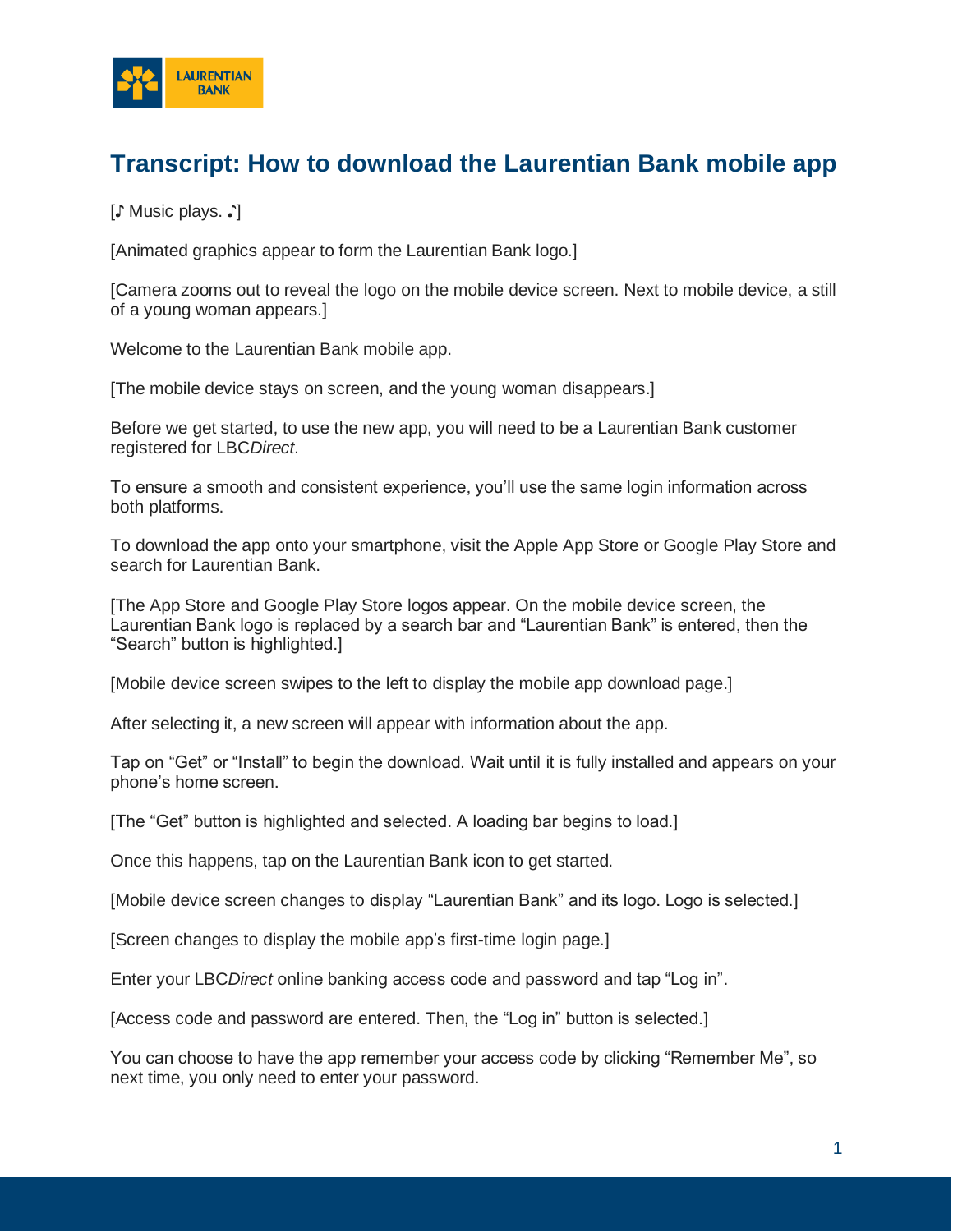# Transcript: How to download the Laurentian Bank mobile app

[♪ Music plays. ♪]

[Animated graphics appear to form the Laurentian Bank logo.]

[Camera zooms out to reveal the logo on the mobile device screen. Next to mobile device, a still of a young woman appears.]

Welcome to the Laurentian Bank mobile app.

[The mobile device stays on screen, and the young woman disappears.]

Before we get started, to use the new app, you will need to be a Laurentian Bank customer registered for LBC*Direct*.

To ensure a smooth and consistent experience, you'll use the same login information across both platforms.

To download the app onto your smartphone, visit the Apple App Store or Google Play Store and search for Laurentian Bank.

[The App Store and Google Play Store logos appear. On the mobile device screen, the Laurentian Bank logo is replaced by a search bar and "Laurentian Bank" is entered, then the "Search" button is highlighted.]

[Mobile device screen swipes to the left to display the mobile app download page.]

After selecting it, a new screen will appear with information about the app.

Tap on "Get" or "Install" to begin the download. Wait until it is fully installed and appears on your phone's home screen.

[The "Get" button is highlighted and selected. A loading bar begins to load.]

Once this happens, tap on the Laurentian Bank icon to get started.

[Mobile device screen changes to display "Laurentian Bank" and its logo. Logo is selected.]

[Screen changes to display the mobile app's first-time login page.]

Enter your LBC*Direct* online banking access code and password and tap "Log in".

[Access code and password are entered. Then, the "Log in" button is selected.]

You can choose to have the app remember your access code by clicking "Remember Me", so next time, you only need to enter your password.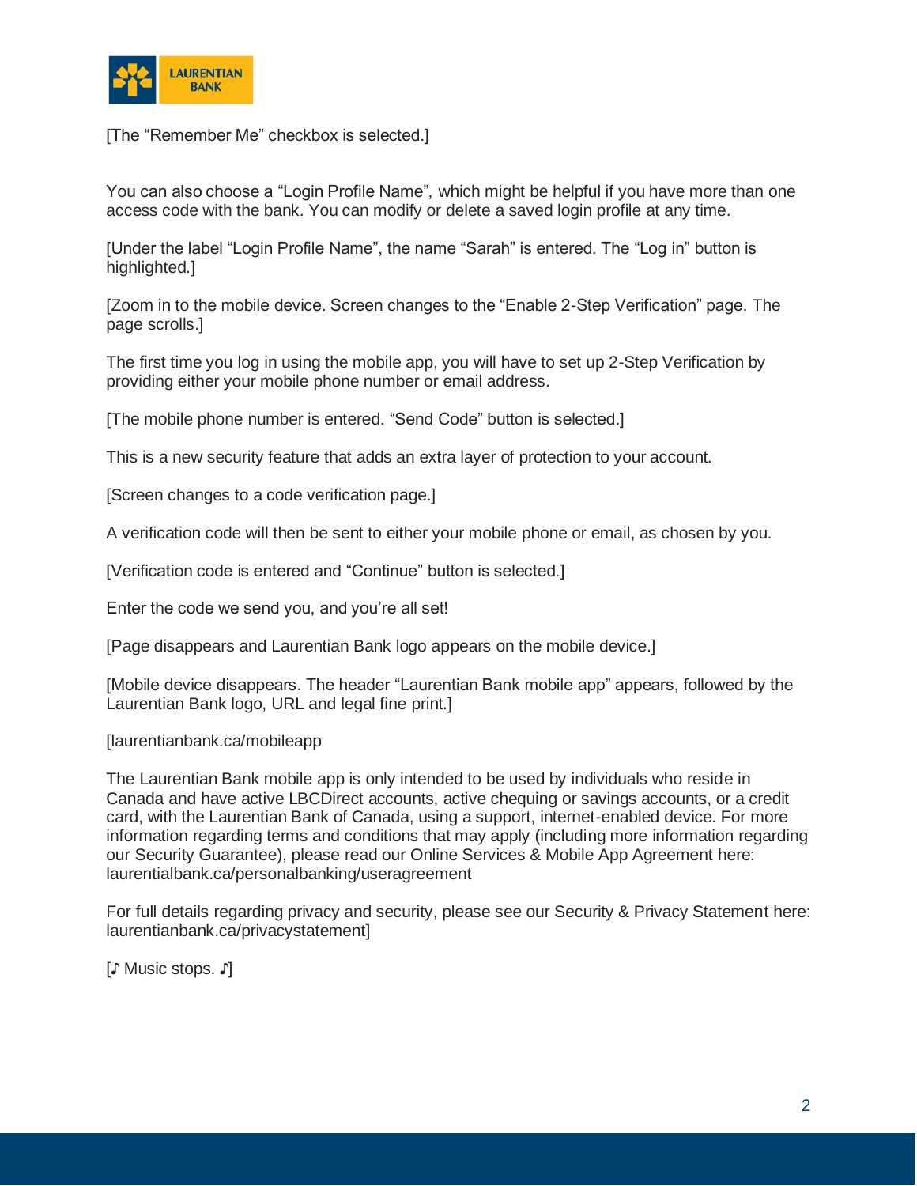[The “Remember Me” checkbox is selected.]

You can also choose a “Login Profile Name”, which might be helpful if you have more than one access code with the bank. You can modify or delete a saved login profile at any time.

[Under the label “Login Profile Name”, the name “Sarah” is entered. The “Log in” button is highlighted.]

[Zoom in to the mobile device. Screen changes to the “Enable 2-Step Verification” page. The page scrolls.]

The first time you log in using the mobile app, you will have to set up 2-Step Verification by providing either your mobile phone number or email address.

[The mobile phone number is entered. “Send Code” button is selected.]

This is a new security feature that adds an extra layer of protection to your account.

[Screen changes to a code verification page.]

A verification code will then be sent to either your mobile phone or email, as chosen by you.

[Verification code is entered and “Continue” button is selected.]

Enter the code we send you, and you’re all set!

[Page disappears and Laurentian Bank logo appears on the mobile device.]

[Mobile device disappears. The header “Laurentian Bank mobile app” appears, followed by the Laurentian Bank logo, URL and legal fine print.]

[laurentianbank.ca/mobileapp

The Laurentian Bank mobile app is only intended to be used by individuals who reside in Canada and have active LBCDirect accounts, active chequing or savings accounts, or a credit card, with the Laurentian Bank of Canada, using a support, internet-enabled device. For more information regarding terms and conditions that may apply (including more information regarding our Security Guarantee), please read our Online Services & Mobile App Agreement here: laurentialbank.ca/personalbanking/useragreement

For full details regarding privacy and security, please see our Security & Privacy Statement here: laurentianbank.ca/privacystatement]

[♪ Music stops. ♫]